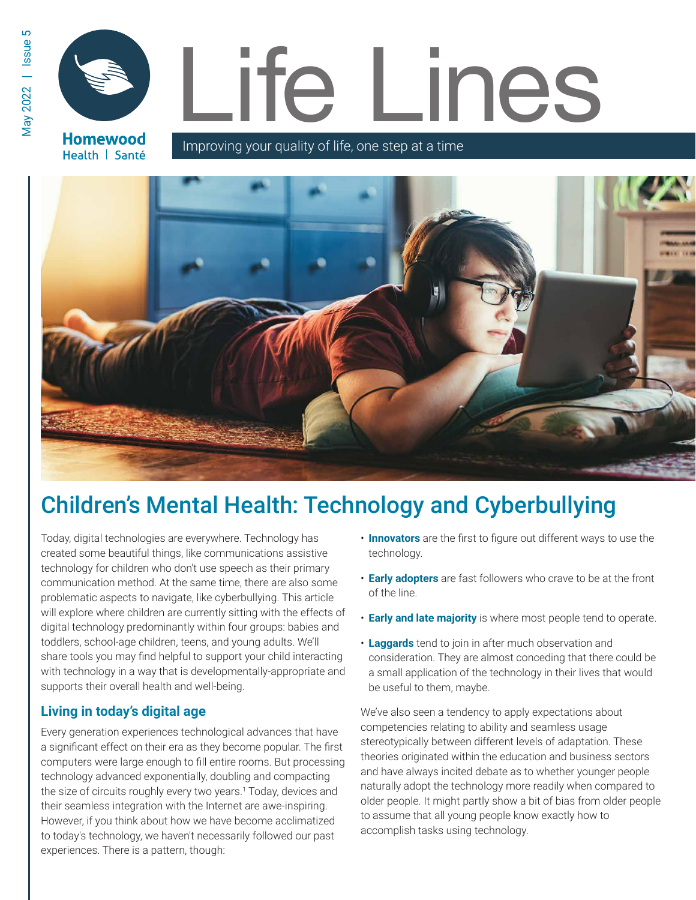# Life Lines

Homewood Health | Santé

Improving your quality of life, one step at a time

## Children's Mental Health: Technology and Cyberbullying

Today, digital technologies are everywhere. Technology has created some beautiful things, like communications assistive technology for children who don't use speech as their primary communication method. At the same time, there are also some problematic aspects to navigate, like cyberbullying. This article will explore where children are currently sitting with the effects of digital technology predominantly within four groups: babies and toddlers, school-age children, teens, and young adults. We'll share tools you may find helpful to support your child interacting with technology in a way that is developmentally-appropriate and supports their overall health and well-being.

### Living in today's digital age

Every generation experiences technological advances that have a significant effect on their era as they become popular. The first computers were large enough to fill entire rooms. But processing technology advanced exponentially, doubling and compacting the size of circuits roughly every two years.[1] Today, devices and their seamless integration with the Internet are awe-inspiring. However, if you think about how we have become acclimatized to today's technology, we haven't necessarily followed our past experiences. There is a pattern, though:

- **Innovators** are the first to figure out different ways to use the technology.
- **Early adopters** are fast followers who crave to be at the front of the line.
- **Early and late majority** is where most people tend to operate.
- **Laggards** tend to join in after much observation and consideration. They are almost conceding that there could be a small application of the technology in their lives that would be useful to them, maybe.

We've also seen a tendency to apply expectations about competencies relating to ability and seamless usage stereotypically between different levels of adaptation. These theories originated within the education and business sectors and have always incited debate as to whether younger people naturally adopt the technology more readily when compared to older people. It might partly show a bit of bias from older people to assume that all young people know exactly how to accomplish tasks using technology.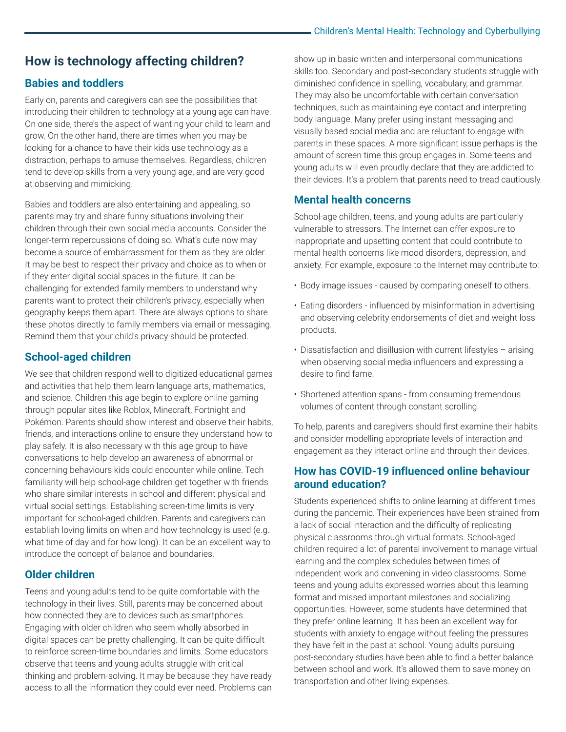## How is technology affecting children?

### Babies and toddlers

Early on, parents and caregivers can see the possibilities that introducing their children to technology at a young age can have. On one side, there's the aspect of wanting your child to learn and grow. On the other hand, there are times when you may be looking for a chance to have their kids use technology as a distraction, perhaps to amuse themselves. Regardless, children tend to develop skills from a very young age, and are very good at observing and mimicking.

Babies and toddlers are also entertaining and appealing, so parents may try and share funny situations involving their children through their own social media accounts. Consider the longer-term repercussions of doing so. What's cute now may become a source of embarrassment for them as they are older. It may be best to respect their privacy and choice as to when or if they enter digital social spaces in the future. It can be challenging for extended family members to understand why parents want to protect their children's privacy, especially when geography keeps them apart. There are always options to share these photos directly to family members via email or messaging. Remind them that your child's privacy should be protected.

### School-aged children

We see that children respond well to digitized educational games and activities that help them learn language arts, mathematics, and science. Children this age begin to explore online gaming through popular sites like Roblox, Minecraft, Fortnight and Pokémon. Parents should show interest and observe their habits, friends, and interactions online to ensure they understand how to play safely. It is also necessary with this age group to have conversations to help develop an awareness of abnormal or concerning behaviours kids could encounter while online. Tech familiarity will help school-age children get together with friends who share similar interests in school and different physical and virtual social settings. Establishing screen-time limits is very important for school-aged children. Parents and caregivers can establish loving limits on when and how technology is used (e.g. what time of day and for how long). It can be an excellent way to introduce the concept of balance and boundaries.

### Older children

Teens and young adults tend to be quite comfortable with the technology in their lives. Still, parents may be concerned about how connected they are to devices such as smartphones. Engaging with older children who seem wholly absorbed in digital spaces can be pretty challenging. It can be quite difficult to reinforce screen-time boundaries and limits. Some educators observe that teens and young adults struggle with critical thinking and problem-solving. It may be because they have ready access to all the information they could ever need. Problems can show up in basic written and interpersonal communications skills too. Secondary and post-secondary students struggle with diminished confidence in spelling, vocabulary, and grammar. They may also be uncomfortable with certain conversation techniques, such as maintaining eye contact and interpreting body language. Many prefer using instant messaging and visually based social media and are reluctant to engage with parents in these spaces. A more significant issue perhaps is the amount of screen time this group engages in. Some teens and young adults will even proudly declare that they are addicted to their devices. It's a problem that parents need to tread cautiously.

### Mental health concerns

School-age children, teens, and young adults are particularly vulnerable to stressors. The Internet can offer exposure to inappropriate and upsetting content that could contribute to mental health concerns like mood disorders, depression, and anxiety. For example, exposure to the Internet may contribute to:

- Body image issues - caused by comparing oneself to others.
- Eating disorders - influenced by misinformation in advertising and observing celebrity endorsements of diet and weight loss products.
- Dissatisfaction and disillusion with current lifestyles – arising when observing social media influencers and expressing a desire to find fame.
- Shortened attention spans - from consuming tremendous volumes of content through constant scrolling.

To help, parents and caregivers should first examine their habits and consider modelling appropriate levels of interaction and engagement as they interact online and through their devices.

### How has COVID-19 influenced online behaviour around education?

Students experienced shifts to online learning at different times during the pandemic. Their experiences have been strained from a lack of social interaction and the difficulty of replicating physical classrooms through virtual formats. School-aged children required a lot of parental involvement to manage virtual learning and the complex schedules between times of independent work and convening in video classrooms. Some teens and young adults expressed worries about this learning format and missed important milestones and socializing opportunities. However, some students have determined that they prefer online learning. It has been an excellent way for students with anxiety to engage without feeling the pressures they have felt in the past at school. Young adults pursuing post-secondary studies have been able to find a better balance between school and work. It's allowed them to save money on transportation and other living expenses.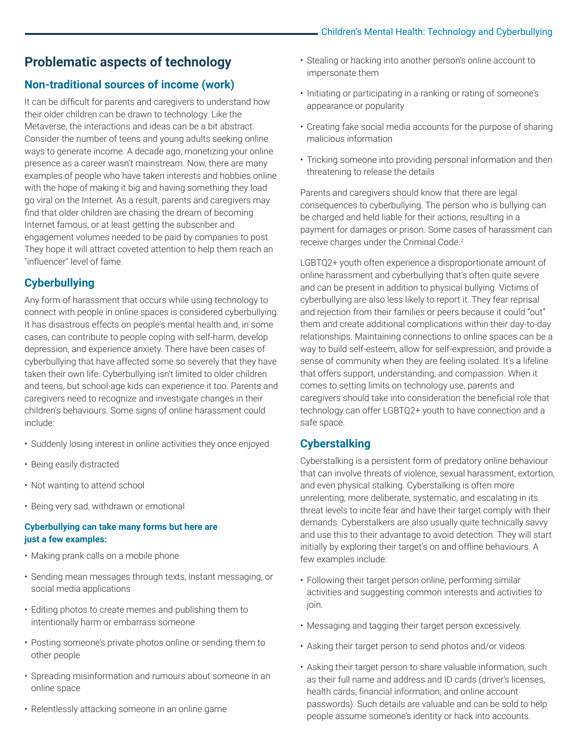## Problematic aspects of technology

### Non-traditional sources of income (work)

It can be difficult for parents and caregivers to understand how their older children can be drawn to technology. Like the Metaverse, the interactions and ideas can be a bit abstract. Consider the number of teens and young adults seeking online ways to generate income. A decade ago, monetizing your online presence as a career wasn't mainstream. Now, there are many examples of people who have taken interests and hobbies online with the hope of making it big and having something they load go viral on the Internet. As a result, parents and caregivers may find that older children are chasing the dream of becoming Internet famous, or at least getting the subscriber and engagement volumes needed to be paid by companies to post. They hope it will attract coveted attention to help them reach an "influencer" level of fame.

### Cyberbullying

Any form of harassment that occurs while using technology to connect with people in online spaces is considered cyberbullying. It has disastrous effects on people's mental health and, in some cases, can contribute to people coping with self-harm, develop depression, and experience anxiety. There have been cases of cyberbullying that have affected some so severely that they have taken their own life. Cyberbullying isn't limited to older children and teens, but school-age kids can experience it too. Parents and caregivers need to recognize and investigate changes in their children's behaviours. Some signs of online harassment could include:

- Suddenly losing interest in online activities they once enjoyed
- Being easily distracted
- Not wanting to attend school
- Being very sad, withdrawn or emotional

**Cyberbullying can take many forms but here are just a few examples:**

- Making prank calls on a mobile phone
- Sending mean messages through texts, instant messaging, or social media applications
- Editing photos to create memes and publishing them to intentionally harm or embarrass someone
- Posting someone's private photos online or sending them to other people
- Spreading misinformation and rumours about someone in an online space
- Relentlessly attacking someone in an online game
- Stealing or hacking into another person's online account to impersonate them
- Initiating or participating in a ranking or rating of someone's appearance or popularity
- Creating fake social media accounts for the purpose of sharing malicious information
- Tricking someone into providing personal information and then threatening to release the details

Parents and caregivers should know that there are legal consequences to cyberbullying. The person who is bullying can be charged and held liable for their actions, resulting in a payment for damages or prison. Some cases of harassment can receive charges under the Criminal Code.[2]

LGBTQ2+ youth often experience a disproportionate amount of online harassment and cyberbullying that's often quite severe and can be present in addition to physical bullying. Victims of cyberbullying are also less likely to report it. They fear reprisal and rejection from their families or peers because it could "out" them and create additional complications within their day-to-day relationships. Maintaining connections to online spaces can be a way to build self-esteem, allow for self-expression, and provide a sense of community when they are feeling isolated. It's a lifeline that offers support, understanding, and compassion. When it comes to setting limits on technology use, parents and caregivers should take into consideration the beneficial role that technology can offer LGBTQ2+ youth to have connection and a safe space.

### Cyberstalking

Cyberstalking is a persistent form of predatory online behaviour that can involve threats of violence, sexual harassment, extortion, and even physical stalking. Cyberstalking is often more unrelenting, more deliberate, systematic, and escalating in its threat levels to incite fear and have their target comply with their demands. Cyberstalkers are also usually quite technically savvy and use this to their advantage to avoid detection. They will start initially by exploring their target's on and offline behaviours. A few examples include:

- Following their target person online, performing similar activities and suggesting common interests and activities to join.
- Messaging and tagging their target person excessively.
- Asking their target person to send photos and/or videos.
- Asking their target person to share valuable information, such as their full name and address and ID cards (driver's licenses, health cards, financial information, and online account passwords). Such details are valuable and can be sold to help people assume someone's identity or hack into accounts.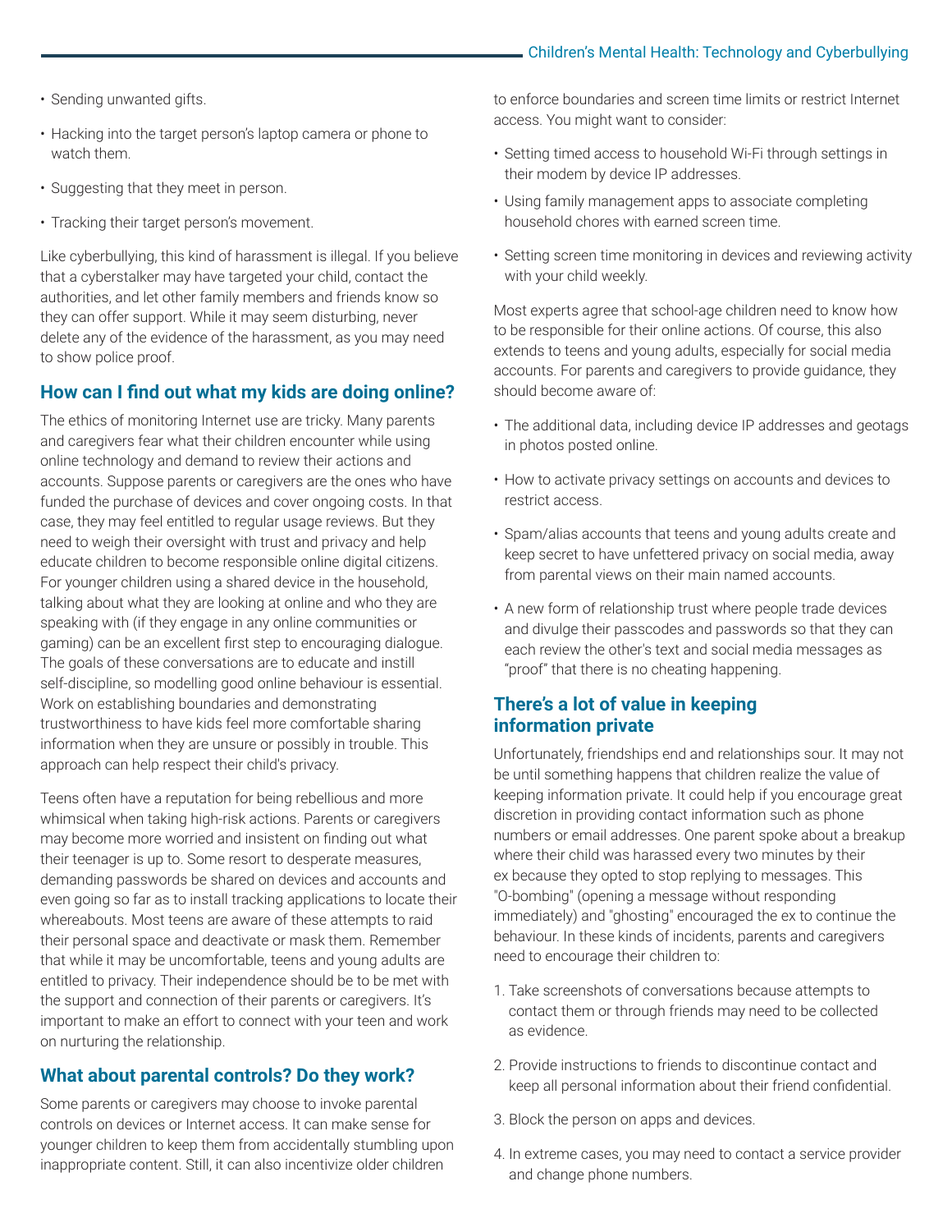- Sending unwanted gifts.
- Hacking into the target person's laptop camera or phone to watch them.
- Suggesting that they meet in person.
- Tracking their target person's movement.

Like cyberbullying, this kind of harassment is illegal. If you believe that a cyberstalker may have targeted your child, contact the authorities, and let other family members and friends know so they can offer support. While it may seem disturbing, never delete any of the evidence of the harassment, as you may need to show police proof.

## How can I find out what my kids are doing online?

The ethics of monitoring Internet use are tricky. Many parents and caregivers fear what their children encounter while using online technology and demand to review their actions and accounts. Suppose parents or caregivers are the ones who have funded the purchase of devices and cover ongoing costs. In that case, they may feel entitled to regular usage reviews. But they need to weigh their oversight with trust and privacy and help educate children to become responsible online digital citizens. For younger children using a shared device in the household, talking about what they are looking at online and who they are speaking with (if they engage in any online communities or gaming) can be an excellent first step to encouraging dialogue. The goals of these conversations are to educate and instill self-discipline, so modelling good online behaviour is essential. Work on establishing boundaries and demonstrating trustworthiness to have kids feel more comfortable sharing information when they are unsure or possibly in trouble. This approach can help respect their child's privacy.

Teens often have a reputation for being rebellious and more whimsical when taking high-risk actions. Parents or caregivers may become more worried and insistent on finding out what their teenager is up to. Some resort to desperate measures, demanding passwords be shared on devices and accounts and even going so far as to install tracking applications to locate their whereabouts. Most teens are aware of these attempts to raid their personal space and deactivate or mask them. Remember that while it may be uncomfortable, teens and young adults are entitled to privacy. Their independence should be to be met with the support and connection of their parents or caregivers. It's important to make an effort to connect with your teen and work on nurturing the relationship.

## What about parental controls? Do they work?

Some parents or caregivers may choose to invoke parental controls on devices or Internet access. It can make sense for younger children to keep them from accidentally stumbling upon inappropriate content. Still, it can also incentivize older children to enforce boundaries and screen time limits or restrict Internet access. You might want to consider:

- Setting timed access to household Wi-Fi through settings in their modem by device IP addresses.
- Using family management apps to associate completing household chores with earned screen time.
- Setting screen time monitoring in devices and reviewing activity with your child weekly.

Most experts agree that school-age children need to know how to be responsible for their online actions. Of course, this also extends to teens and young adults, especially for social media accounts. For parents and caregivers to provide guidance, they should become aware of:

- The additional data, including device IP addresses and geotags in photos posted online.
- How to activate privacy settings on accounts and devices to restrict access.
- Spam/alias accounts that teens and young adults create and keep secret to have unfettered privacy on social media, away from parental views on their main named accounts.
- A new form of relationship trust where people trade devices and divulge their passcodes and passwords so that they can each review the other's text and social media messages as "proof" that there is no cheating happening.

## There's a lot of value in keeping information private

Unfortunately, friendships end and relationships sour. It may not be until something happens that children realize the value of keeping information private. It could help if you encourage great discretion in providing contact information such as phone numbers or email addresses. One parent spoke about a breakup where their child was harassed every two minutes by their ex because they opted to stop replying to messages. This "O-bombing" (opening a message without responding immediately) and "ghosting" encouraged the ex to continue the behaviour. In these kinds of incidents, parents and caregivers need to encourage their children to:

1. Take screenshots of conversations because attempts to contact them or through friends may need to be collected as evidence.
2. Provide instructions to friends to discontinue contact and keep all personal information about their friend confidential.
3. Block the person on apps and devices.
4. In extreme cases, you may need to contact a service provider and change phone numbers.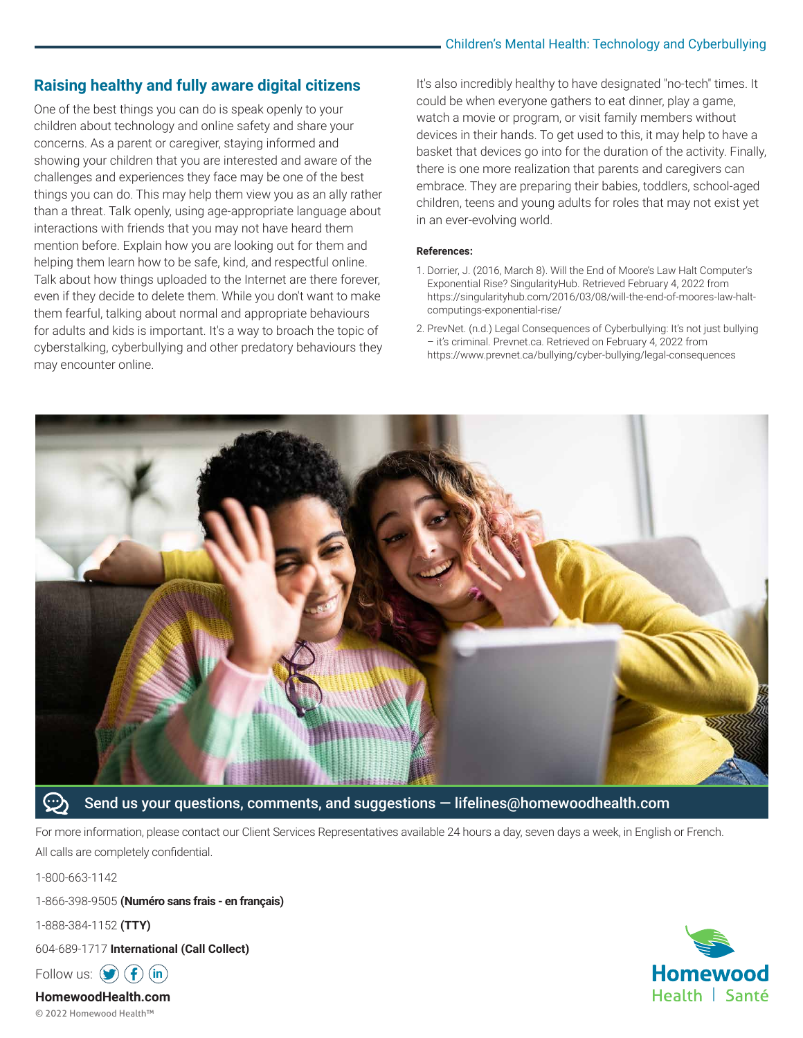## Raising healthy and fully aware digital citizens

One of the best things you can do is speak openly to your children about technology and online safety and share your concerns. As a parent or caregiver, staying informed and showing your children that you are interested and aware of the challenges and experiences they face may be one of the best things you can do. This may help them view you as an ally rather than a threat. Talk openly, using age-appropriate language about interactions with friends that you may not have heard them mention before. Explain how you are looking out for them and helping them learn how to be safe, kind, and respectful online. Talk about how things uploaded to the Internet are there forever, even if they decide to delete them. While you don't want to make them fearful, talking about normal and appropriate behaviours for adults and kids is important. It's a way to broach the topic of cyberstalking, cyberbullying and other predatory behaviours they may encounter online.

It's also incredibly healthy to have designated "no-tech" times. It could be when everyone gathers to eat dinner, play a game, watch a movie or program, or visit family members without devices in their hands. To get used to this, it may help to have a basket that devices go into for the duration of the activity. Finally, there is one more realization that parents and caregivers can embrace. They are preparing their babies, toddlers, school-aged children, teens and young adults for roles that may not exist yet in an ever-evolving world.

**References:**

1. Dorrier, J. (2016, March 8). Will the End of Moore's Law Halt Computer's Exponential Rise? SingularityHub. Retrieved February 4, 2022 from https://singularityhub.com/2016/03/08/will-the-end-of-moores-law-halt-computings-exponential-rise/
2. PrevNet. (n.d.) Legal Consequences of Cyberbullying: It's not just bullying – it's criminal. Prevnet.ca. Retrieved on February 4, 2022 from https://www.prevnet.ca/bullying/cyber-bullying/legal-consequences

Send us your questions, comments, and suggestions — lifelines@homewoodhealth.com

For more information, please contact our Client Services Representatives available 24 hours a day, seven days a week, in English or French. All calls are completely confidential.

1-800-663-1142

1-866-398-9505 **(Numéro sans frais - en français)**

1-888-384-1152 **(TTY)**

604-689-1717 **International (Call Collect)**

Follow us:

**HomewoodHealth.com**

© 2022 Homewood Health™

Homewood Health | Santé